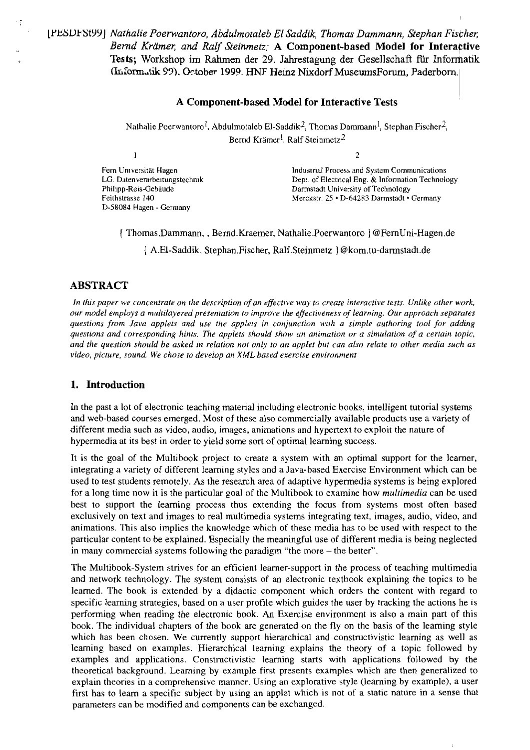[PESDFSt99] *Nathalie Poerwantoro, Abdulmotaleb El Saddik, Thomas Dammann, Stephan Fischer, Bernd Krämer, and Ralf Steinmetz;* **A Component-based Model for Interactive Tests;** Workshop im Rahmen der 29. Jahrestagung der Gesellschaft für Informatik (Informatik 99), October 1999. HNF Heinz Nixdorf MuseumsForum, Paderborn.

# A Component-based Model for Interactive Tests

Nathalie Poerwantoro[1], Abdulmotaleb El-Saddik[2], Thomas Dammann[1], Stephan Fischer[2], Bernd Krämer[1], Ralf Steinmetz[2]

1
Fern Universität Hagen
LG. Datenverarbeitungstechnik
Philipp-Reis-Gebäude
Feithstrasse 140
D-58084 Hagen - Germany

2
Industrial Process and System Communications
Dept. of Electrical Eng. & Information Technology
Darmstadt University of Technology
Merckstr. 25 • D-64283 Darmstadt • Germany

{ Thomas.Dammann, , Bernd.Kraemer, Nathalie.Poerwantoro }@FernUni-Hagen.de

{ A.El-Saddik, Stephan.Fischer, Ralf.Steinmetz }@kom.tu-darmstadt.de

## ABSTRACT

*In this paper we concentrate on the description of an effective way to create interactive tests. Unlike other work, our model employs a multilayered presentation to improve the effectiveness of learning. Our approach separates questions from Java applets and use the applets in conjunction with a simple authoring tool for adding questions and corresponding hints. The applets should show an animation or a simulation of a certain topic, and the question should be asked in relation not only to an applet but can also relate to other media such as video, picture, sound. We chose to develop an XML based exercise environment*

## 1. Introduction

In the past a lot of electronic teaching material including electronic books, intelligent tutorial systems and web-based courses emerged. Most of these also commercially available products use a variety of different media such as video, audio, images, animations and hypertext to exploit the nature of hypermedia at its best in order to yield some sort of optimal learning success.

It is the goal of the Multibook project to create a system with an optimal support for the learner, integrating a variety of different learning styles and a Java-based Exercise Environment which can be used to test students remotely. As the research area of adaptive hypermedia systems is being explored for a long time now it is the particular goal of the Multibook to examine how *multimedia* can be used best to support the learning process thus extending the focus from systems most often based exclusively on text and images to real multimedia systems integrating text, images, audio, video, and animations. This also implies the knowledge which of these media has to be used with respect to the particular content to be explained. Especially the meaningful use of different media is being neglected in many commercial systems following the paradigm "the more – the better".

The Multibook-System strives for an efficient learner-support in the process of teaching multimedia and network technology. The system consists of an electronic textbook explaining the topics to be learned. The book is extended by a didactic component which orders the content with regard to specific learning strategies, based on a user profile which guides the user by tracking the actions he is performing when reading the electronic book. An Exercise environment is also a main part of this book. The individual chapters of the book are generated on the fly on the basis of the learning style which has been chosen. We currently support hierarchical and constructivistic learning as well as learning based on examples. Hierarchical learning explains the theory of a topic followed by examples and applications. Constructivistic learning starts with applications followed by the theoretical background. Learning by example first presents examples which are then generalized to explain theories in a comprehensive manner. Using an explorative style (learning by example), a user first has to learn a specific subject by using an applet which is not of a static nature in a sense that parameters can be modified and components can be exchanged.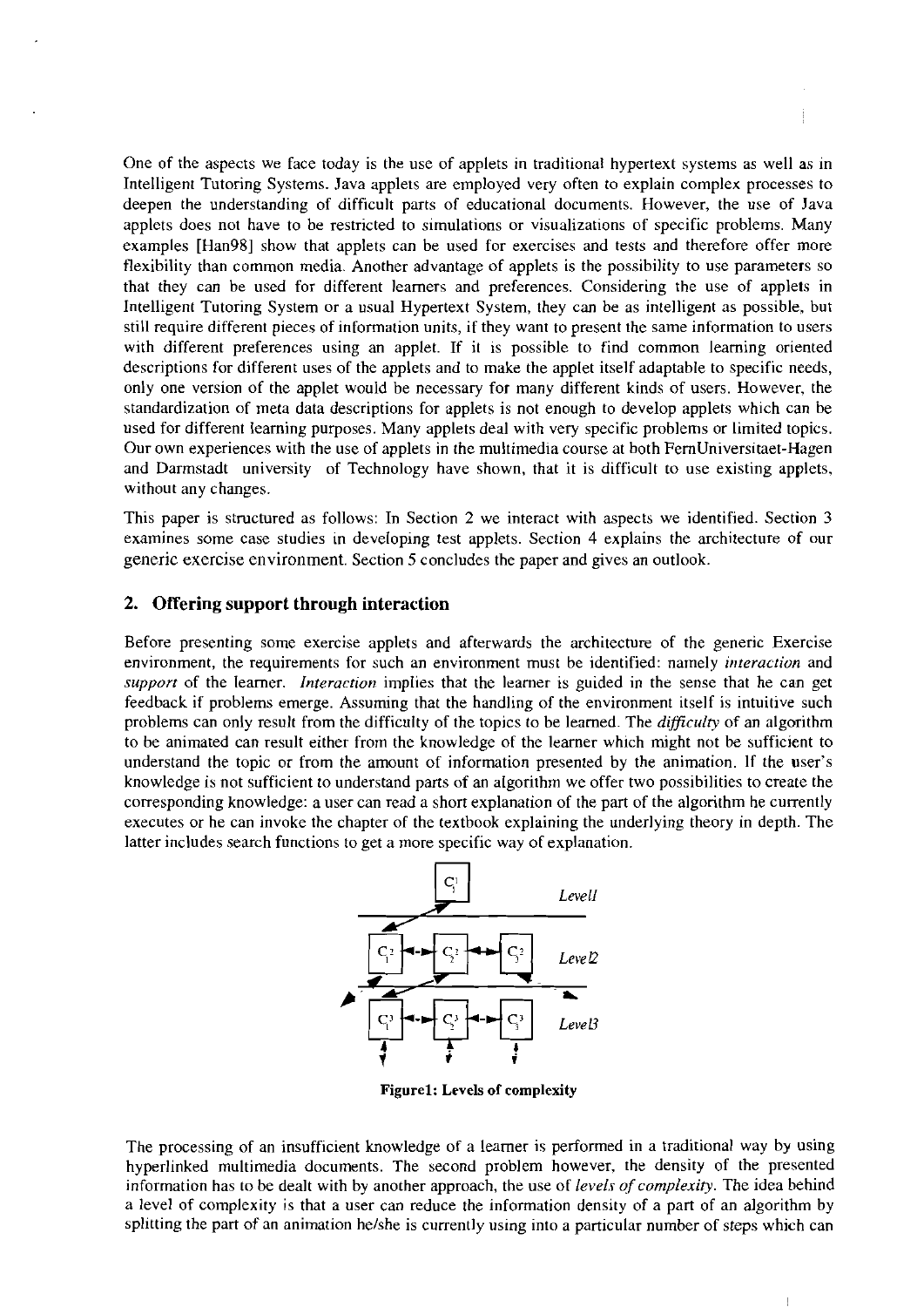One of the aspects we face today is the use of applets in traditional hypertext systems as well as in Intelligent Tutoring Systems. Java applets are employed very often to explain complex processes to deepen the understanding of difficult parts of educational documents. However, the use of Java applets does not have to be restricted to simulations or visualizations of specific problems. Many examples [Han98] show that applets can be used for exercises and tests and therefore offer more flexibility than common media. Another advantage of applets is the possibility to use parameters so that they can be used for different learners and preferences. Considering the use of applets in Intelligent Tutoring System or a usual Hypertext System, they can be as intelligent as possible, but still require different pieces of information units, if they want to present the same information to users with different preferences using an applet. If it is possible to find common learning oriented descriptions for different uses of the applets and to make the applet itself adaptable to specific needs, only one version of the applet would be necessary for many different kinds of users. However, the standardization of meta data descriptions for applets is not enough to develop applets which can be used for different learning purposes. Many applets deal with very specific problems or limited topics. Our own experiences with the use of applets in the multimedia course at both FernUniversitaet-Hagen and Darmstadt university of Technology have shown, that it is difficult to use existing applets, without any changes.

This paper is structured as follows: In Section 2 we interact with aspects we identified. Section 3 examines some case studies in developing test applets. Section 4 explains the architecture of our generic exercise environment. Section 5 concludes the paper and gives an outlook.

## 2. Offering support through interaction

Before presenting some exercise applets and afterwards the architecture of the generic Exercise environment, the requirements for such an environment must be identified: namely *interaction* and *support* of the learner. *Interaction* implies that the learner is guided in the sense that he can get feedback if problems emerge. Assuming that the handling of the environment itself is intuitive such problems can only result from the difficulty of the topics to be learned. The *difficulty* of an algorithm to be animated can result either from the knowledge of the learner which might not be sufficient to understand the topic or from the amount of information presented by the animation. If the user's knowledge is not sufficient to understand parts of an algorithm we offer two possibilities to create the corresponding knowledge: a user can read a short explanation of the part of the algorithm he currently executes or he can invoke the chapter of the textbook explaining the underlying theory in depth. The latter includes search functions to get a more specific way of explanation.

**Figure1: Levels of complexity**

The processing of an insufficient knowledge of a learner is performed in a traditional way by using hyperlinked multimedia documents. The second problem however, the density of the presented information has to be dealt with by another approach, the use of *levels of complexity*. The idea behind a level of complexity is that a user can reduce the information density of a part of an algorithm by splitting the part of an animation he/she is currently using into a particular number of steps which can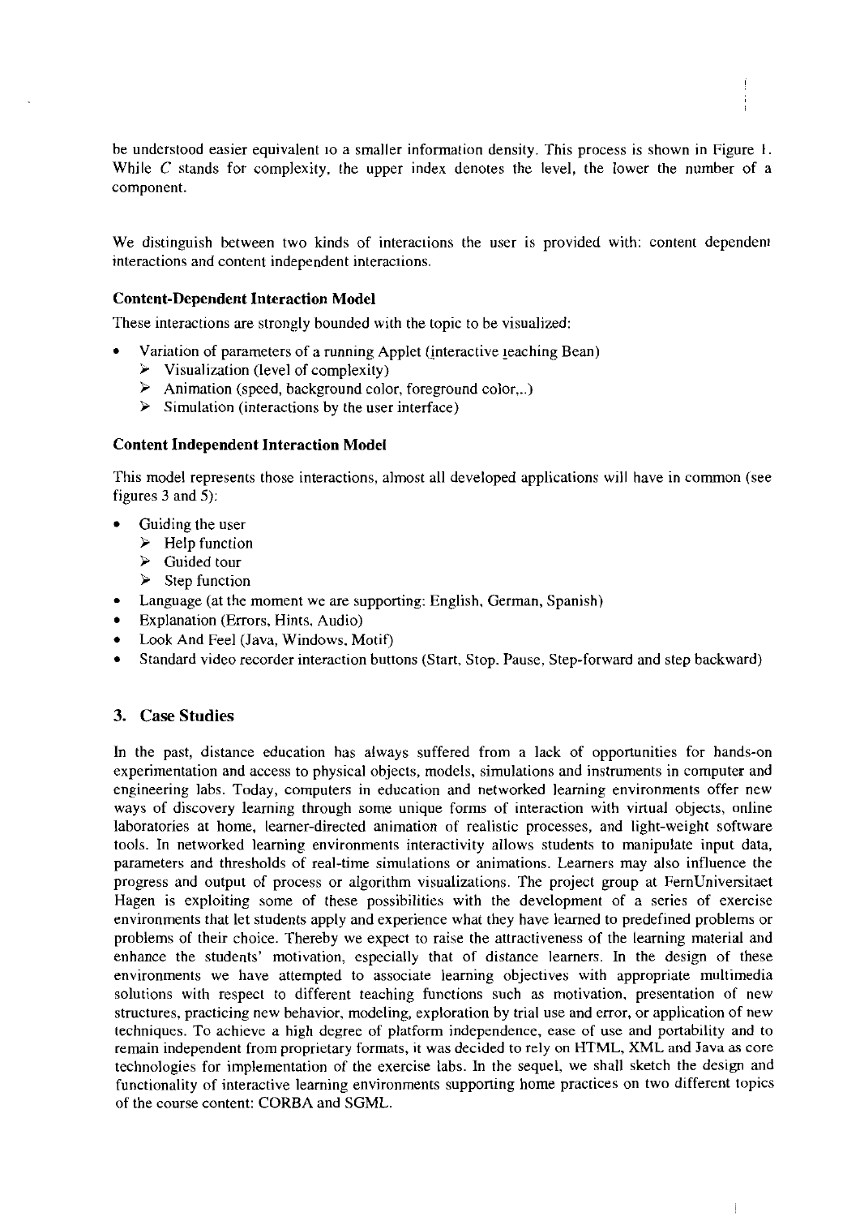be understood easier equivalent to a smaller information density. This process is shown in Figure 1. While $C$ stands for complexity, the upper index denotes the level, the lower the number of a component.

We distinguish between two kinds of interactions the user is provided with: content dependent interactions and content independent interactions.

**Content-Dependent Interaction Model**

These interactions are strongly bounded with the topic to be visualized:

- Variation of parameters of a running Applet (interactive teaching Bean)
  - Visualization (level of complexity)
  - Animation (speed, background color, foreground color,..)
  - Simulation (interactions by the user interface)

**Content Independent Interaction Model**

This model represents those interactions, almost all developed applications will have in common (see figures 3 and 5):

- Guiding the user
  - Help function
  - Guided tour
  - Step function
- Language (at the moment we are supporting: English, German, Spanish)
- Explanation (Errors, Hints, Audio)
- Look And Feel (Java, Windows, Motif)
- Standard video recorder interaction buttons (Start, Stop, Pause, Step-forward and step backward)

## 3. Case Studies

In the past, distance education has always suffered from a lack of opportunities for hands-on experimentation and access to physical objects, models, simulations and instruments in computer and engineering labs. Today, computers in education and networked learning environments offer new ways of discovery learning through some unique forms of interaction with virtual objects, online laboratories at home, learner-directed animation of realistic processes, and light-weight software tools. In networked learning environments interactivity allows students to manipulate input data, parameters and thresholds of real-time simulations or animations. Learners may also influence the progress and output of process or algorithm visualizations. The project group at FernUniversitaet Hagen is exploiting some of these possibilities with the development of a series of exercise environments that let students apply and experience what they have learned to predefined problems or problems of their choice. Thereby we expect to raise the attractiveness of the learning material and enhance the students' motivation, especially that of distance learners. In the design of these environments we have attempted to associate learning objectives with appropriate multimedia solutions with respect to different teaching functions such as motivation, presentation of new structures, practicing new behavior, modeling, exploration by trial use and error, or application of new techniques. To achieve a high degree of platform independence, ease of use and portability and to remain independent from proprietary formats, it was decided to rely on HTML, XML and Java as core technologies for implementation of the exercise labs. In the sequel, we shall sketch the design and functionality of interactive learning environments supporting home practices on two different topics of the course content: CORBA and SGML.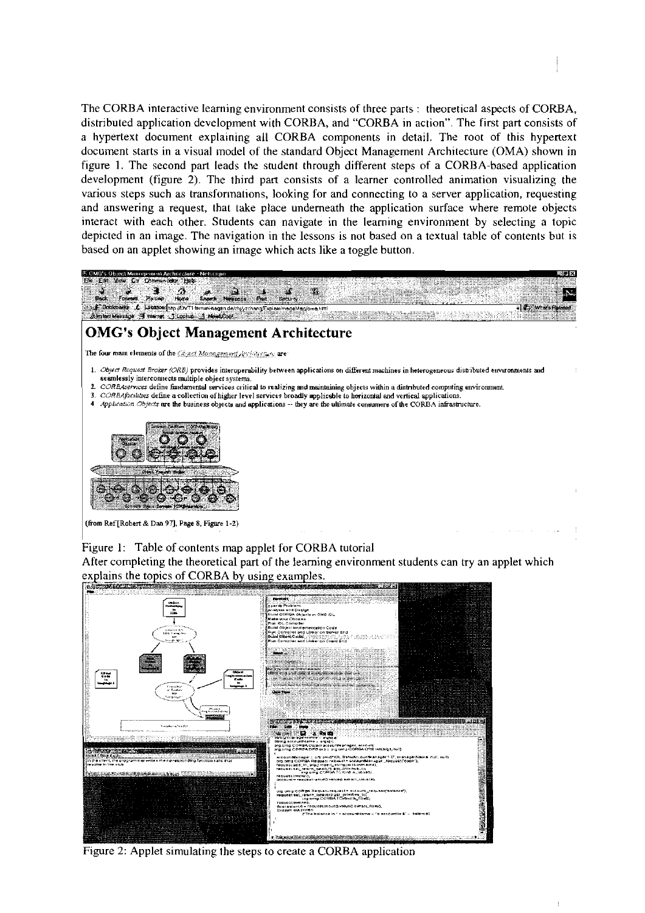The CORBA interactive learning environment consists of three parts : theoretical aspects of CORBA, distributed application development with CORBA, and "CORBA in action". The first part consists of a hypertext document explaining all CORBA components in detail. The root of this hypertext document starts in a visual model of the standard Object Management Architecture (OMA) shown in figure 1. The second part leads the student through different steps of a CORBA-based application development (figure 2). The third part consists of a learner controlled animation visualizing the various steps such as transformations, looking for and connecting to a server application, requesting and answering a request, that take place underneath the application surface where remote objects interact with each other. Students can navigate in the learning environment by selecting a topic depicted in an image. The navigation in the lessons is not based on a textual table of contents but is based on an applet showing an image which acts like a toggle button.

Figure 1: Table of contents map applet for CORBA tutorial

After completing the theoretical part of the learning environment students can try an applet which explains the topics of CORBA by using examples.

Figure 2: Applet simulating the steps to create a CORBA application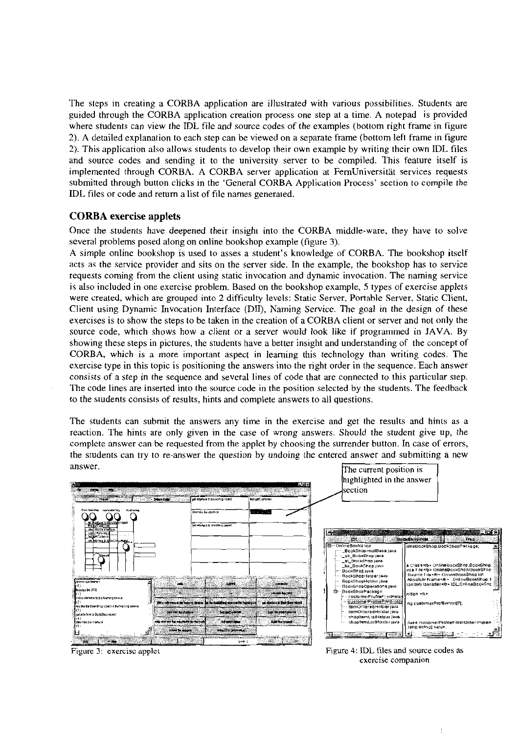The steps in creating a CORBA application are illustrated with various possibilities. Students are guided through the CORBA application creation process one step at a time. A notepad is provided where students can view the IDL file and source codes of the examples (bottom right frame in figure 2). A detailed explanation to each step can be viewed on a separate frame (bottom left frame in figure 2). This application also allows students to develop their own example by writing their own IDL files and source codes and sending it to the university server to be compiled. This feature itself is implemented through CORBA. A CORBA server application at FernUniversität services requests submitted through button clicks in the 'General CORBA Application Process' section to compile the IDL files or code and return a list of file names generated.

## CORBA exercise applets

Once the students have deepened their insight into the CORBA middle-ware, they have to solve several problems posed along on online bookshop example (figure 3).

A simple online bookshop is used to asses a student's knowledge of CORBA. The bookshop itself acts as the service provider and sits on the server side. In the example, the bookshop has to service requests coming from the client using static invocation and dynamic invocation. The naming service is also included in one exercise problem. Based on the bookshop example, 5 types of exercise applets were created, which are grouped into 2 difficulty levels: Static Server, Portable Server, Static Client, Client using Dynamic Invocation Interface (DII), Naming Service. The goal in the design of these exercises is to show the steps to be taken in the creation of a CORBA client or server and not only the source code, which shows how a client or a server would look like if programmed in JAVA. By showing these steps in pictures, the students have a better insight and understanding of the concept of CORBA, which is a more important aspect in learning this technology than writing codes. The exercise type in this topic is positioning the answers into the right order in the sequence. Each answer consists of a step in the sequence and several lines of code that are connected to this particular step. The code lines are inserted into the source code in the position selected by the students. The feedback to the students consists of results, hints and complete answers to all questions.

The students can submit the answers any time in the exercise and get the results and hints as a reaction. The hints are only given in the case of wrong answers. Should the student give up, the complete answer can be requested from the applet by choosing the surrender button. In case of errors, the students can try to re-answer the question by undoing the entered answer and submitting a new answer.

The current position is highlighted in the answer section

Figure 3: exercise applet

Figure 4: IDL files and source codes as exercise companion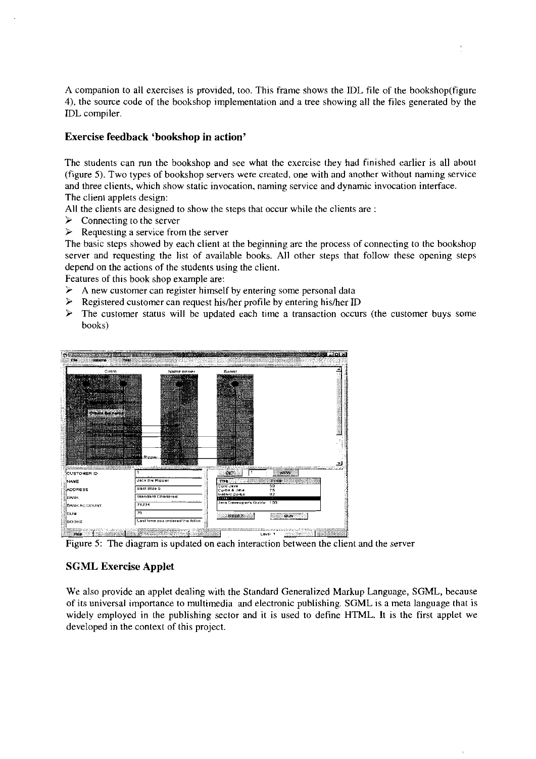A companion to all exercises is provided, too. This frame shows the IDL file of the bookshop(figure 4), the source code of the bookshop implementation and a tree showing all the files generated by the IDL compiler.

## Exercise feedback 'bookshop in action'

The students can run the bookshop and see what the exercise they had finished earlier is all about (figure 5). Two types of bookshop servers were created, one with and another without naming service and three clients, which show static invocation, naming service and dynamic invocation interface.
The client applets design:
All the clients are designed to show the steps that occur while the clients are :

- Connecting to the server
- Requesting a service from the server

The basic steps showed by each client at the beginning are the process of connecting to the bookshop server and requesting the list of available books. All other steps that follow these opening steps depend on the actions of the students using the client.
Features of this book shop example are:

- A new customer can register himself by entering some personal data
- Registered customer can request his/her profile by entering his/her ID
- The customer status will be updated each time a transaction occurs (the customer buys some books)

Figure 5: The diagram is updated on each interaction between the client and the server

## SGML Exercise Applet

We also provide an applet dealing with the Standard Generalized Markup Language, SGML, because of its universal importance to multimedia and electronic publishing. SGML is a meta language that is widely employed in the publishing sector and it is used to define HTML. It is the first applet we developed in the context of this project.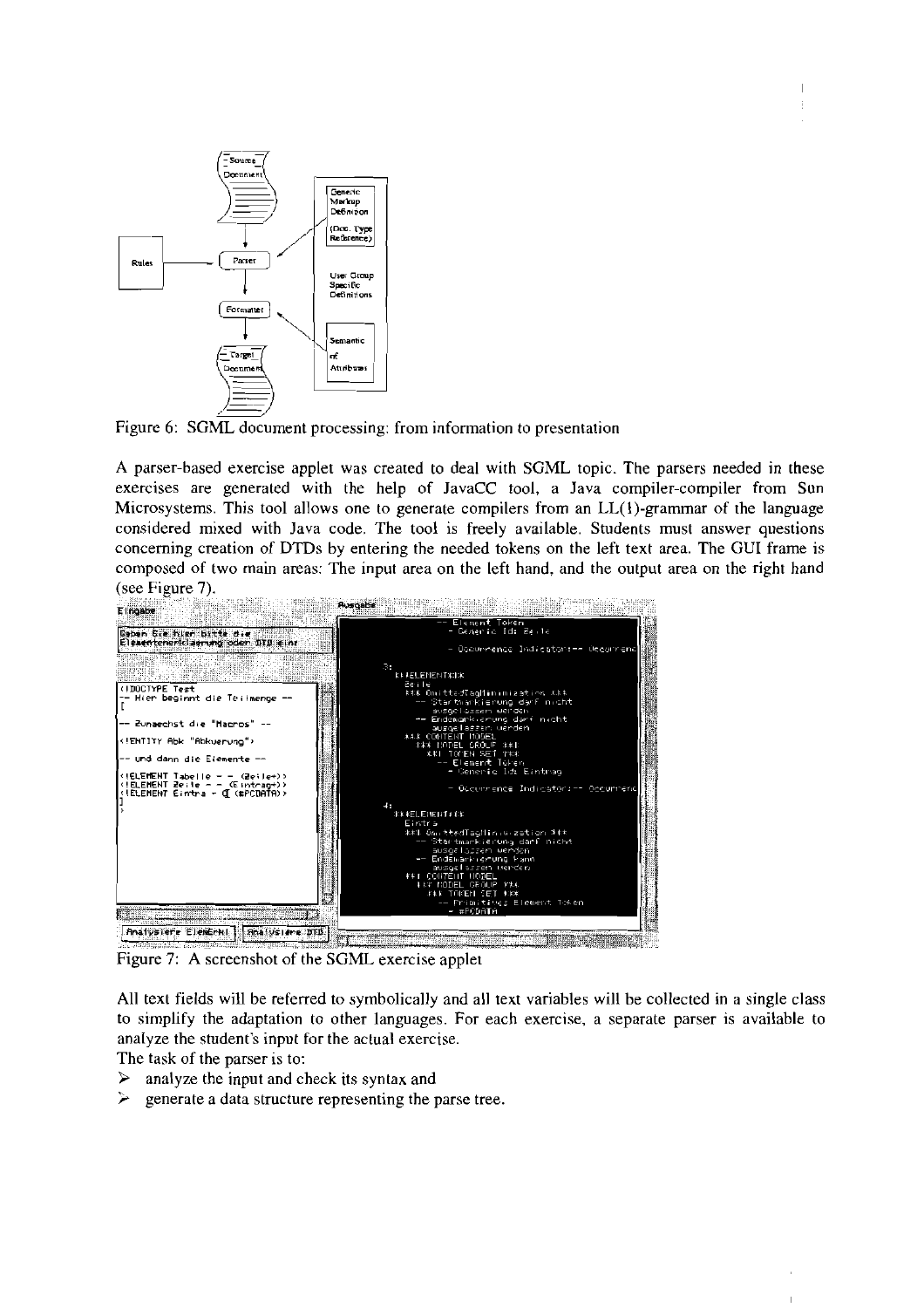Figure 6: SGML document processing: from information to presentation

A parser-based exercise applet was created to deal with SGML topic. The parsers needed in these exercises are generated with the help of JavaCC tool, a Java compiler-compiler from Sun Microsystems. This tool allows one to generate compilers from an LL(1)-grammar of the language considered mixed with Java code. The tool is freely available. Students must answer questions concerning creation of DTDs by entering the needed tokens on the left text area. The GUI frame is composed of two main areas: The input area on the left hand, and the output area on the right hand (see Figure 7).

Figure 7: A screenshot of the SGML exercise applet

All text fields will be referred to symbolically and all text variables will be collected in a single class to simplify the adaptation to other languages. For each exercise, a separate parser is available to analyze the student's input for the actual exercise.

The task of the parser is to:

- analyze the input and check its syntax and
- generate a data structure representing the parse tree.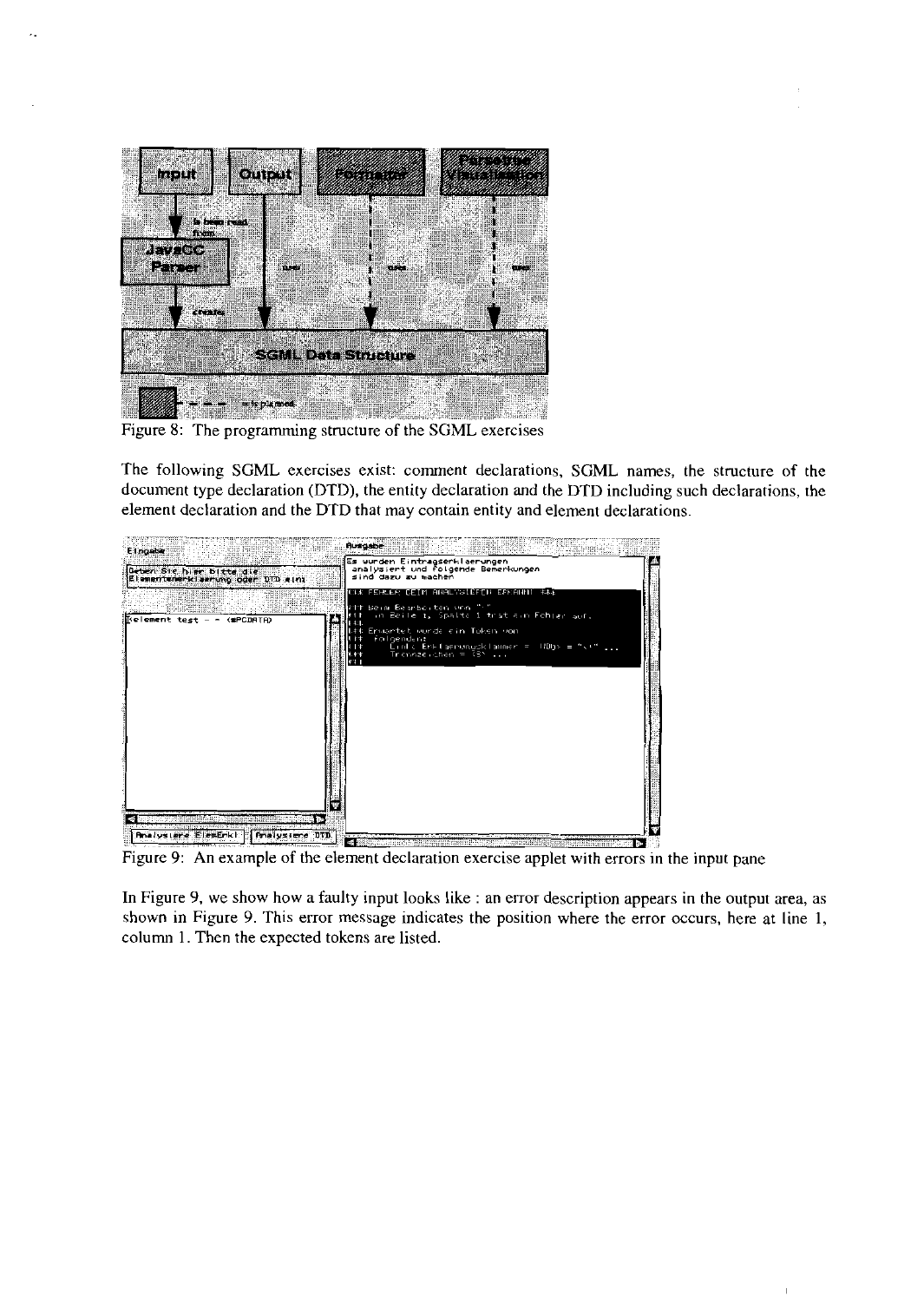Figure 8: The programming structure of the SGML exercises

The following SGML exercises exist: comment declarations, SGML names, the structure of the document type declaration (DTD), the entity declaration and the DTD including such declarations, the element declaration and the DTD that may contain entity and element declarations.

Figure 9: An example of the element declaration exercise applet with errors in the input pane

In Figure 9, we show how a faulty input looks like : an error description appears in the output area, as shown in Figure 9. This error message indicates the position where the error occurs, here at line 1, column 1. Then the expected tokens are listed.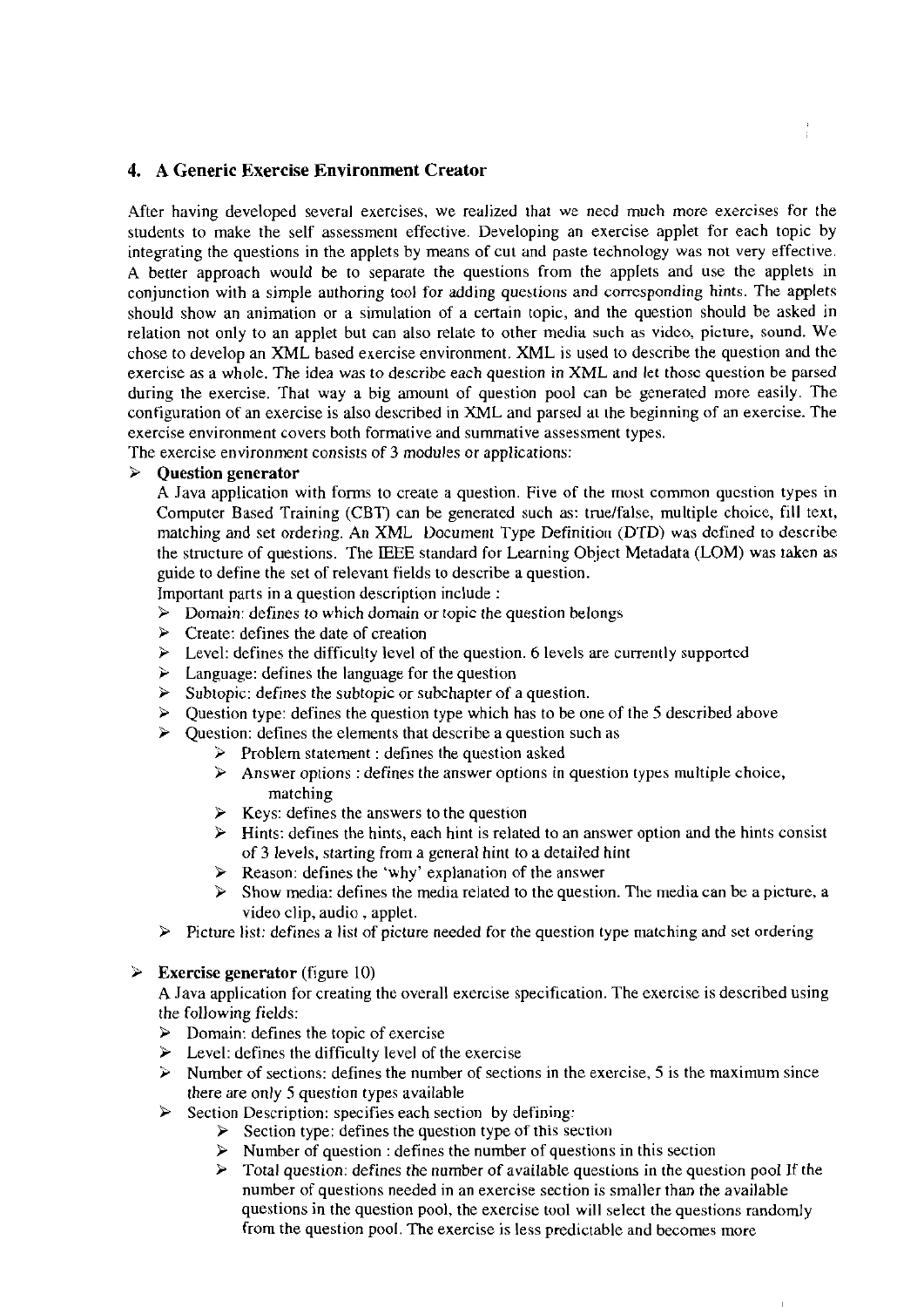## 4. A Generic Exercise Environment Creator

After having developed several exercises, we realized that we need much more exercises for the students to make the self assessment effective. Developing an exercise applet for each topic by integrating the questions in the applets by means of cut and paste technology was not very effective. A better approach would be to separate the questions from the applets and use the applets in conjunction with a simple authoring tool for adding questions and corresponding hints. The applets should show an animation or a simulation of a certain topic, and the question should be asked in relation not only to an applet but can also relate to other media such as video, picture, sound. We chose to develop an XML based exercise environment. XML is used to describe the question and the exercise as a whole. The idea was to describe each question in XML and let those question be parsed during the exercise. That way a big amount of question pool can be generated more easily. The configuration of an exercise is also described in XML and parsed at the beginning of an exercise. The exercise environment covers both formative and summative assessment types.

The exercise environment consists of 3 modules or applications:

- **Question generator**

  A Java application with forms to create a question. Five of the most common question types in Computer Based Training (CBT) can be generated such as: true/false, multiple choice, fill text, matching and set ordering. An XML Document Type Definition (DTD) was defined to describe the structure of questions. The IEEE standard for Learning Object Metadata (LOM) was taken as guide to define the set of relevant fields to describe a question.

  Important parts in a question description include :

  - Domain: defines to which domain or topic the question belongs
  - Create: defines the date of creation
  - Level: defines the difficulty level of the question. 6 levels are currently supported
  - Language: defines the language for the question
  - Subtopic: defines the subtopic or subchapter of a question.
  - Question type: defines the question type which has to be one of the 5 described above
  - Question: defines the elements that describe a question such as
    - Problem statement : defines the question asked
    - Answer options : defines the answer options in question types multiple choice, matching
    - Keys: defines the answers to the question
    - Hints: defines the hints, each hint is related to an answer option and the hints consist of 3 levels, starting from a general hint to a detailed hint
    - Reason: defines the 'why' explanation of the answer
    - Show media: defines the media related to the question. The media can be a picture, a video clip, audio , applet.
  - Picture list: defines a list of picture needed for the question type matching and set ordering

- **Exercise generator** (figure 10)

  A Java application for creating the overall exercise specification. The exercise is described using the following fields:

  - Domain: defines the topic of exercise
  - Level: defines the difficulty level of the exercise
  - Number of sections: defines the number of sections in the exercise, 5 is the maximum since there are only 5 question types available
  - Section Description: specifies each section by defining:
    - Section type: defines the question type of this section
    - Number of question : defines the number of questions in this section
    - Total question: defines the number of available questions in the question pool If the number of questions needed in an exercise section is smaller than the available questions in the question pool, the exercise tool will select the questions randomly from the question pool. The exercise is less predictable and becomes more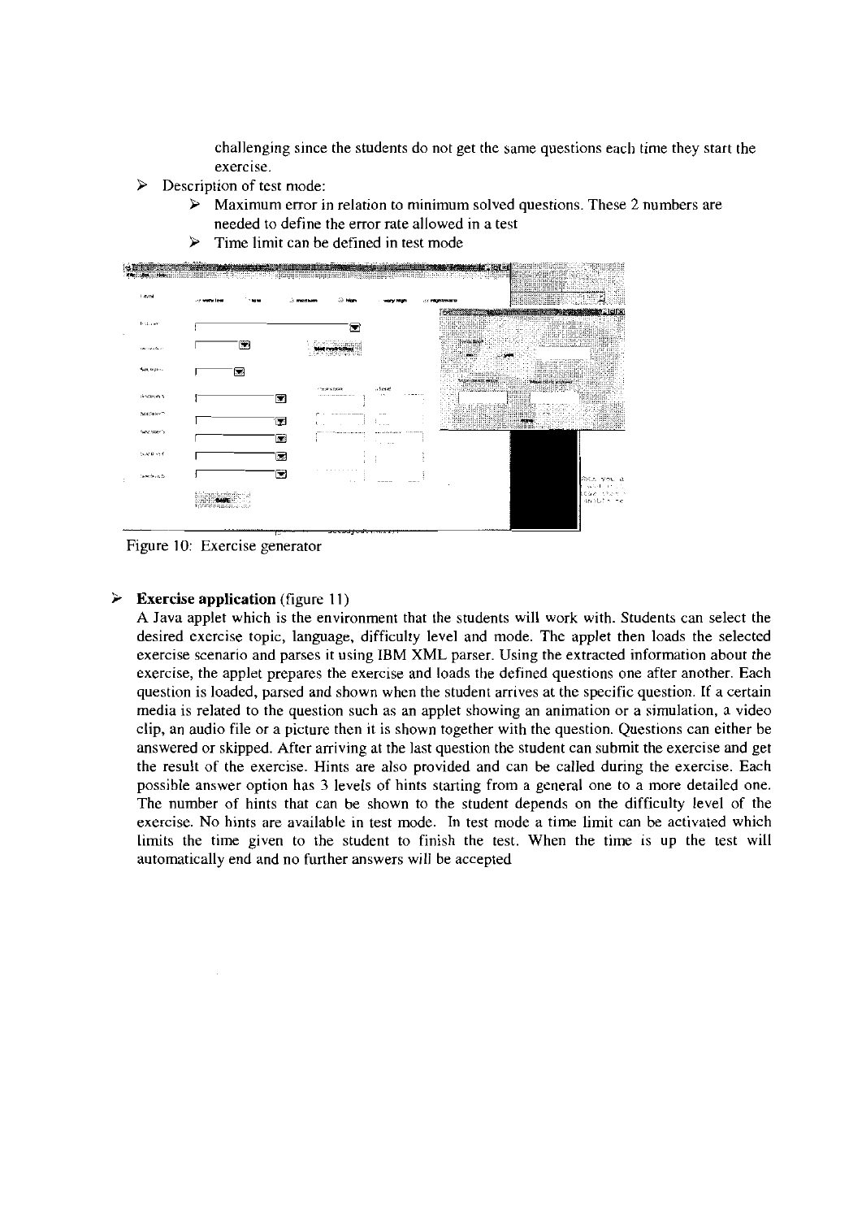challenging since the students do not get the same questions each time they start the exercise.

- Description of test mode:
  - Maximum error in relation to minimum solved questions. These 2 numbers are needed to define the error rate allowed in a test
  - Time limit can be defined in test mode

Figure 10: Exercise generator

- **Exercise application** (figure 11)

  A Java applet which is the environment that the students will work with. Students can select the desired exercise topic, language, difficulty level and mode. The applet then loads the selected exercise scenario and parses it using IBM XML parser. Using the extracted information about the exercise, the applet prepares the exercise and loads the defined questions one after another. Each question is loaded, parsed and shown when the student arrives at the specific question. If a certain media is related to the question such as an applet showing an animation or a simulation, a video clip, an audio file or a picture then it is shown together with the question. Questions can either be answered or skipped. After arriving at the last question the student can submit the exercise and get the result of the exercise. Hints are also provided and can be called during the exercise. Each possible answer option has 3 levels of hints starting from a general one to a more detailed one. The number of hints that can be shown to the student depends on the difficulty level of the exercise. No hints are available in test mode. In test mode a time limit can be activated which limits the time given to the student to finish the test. When the time is up the test will automatically end and no further answers will be accepted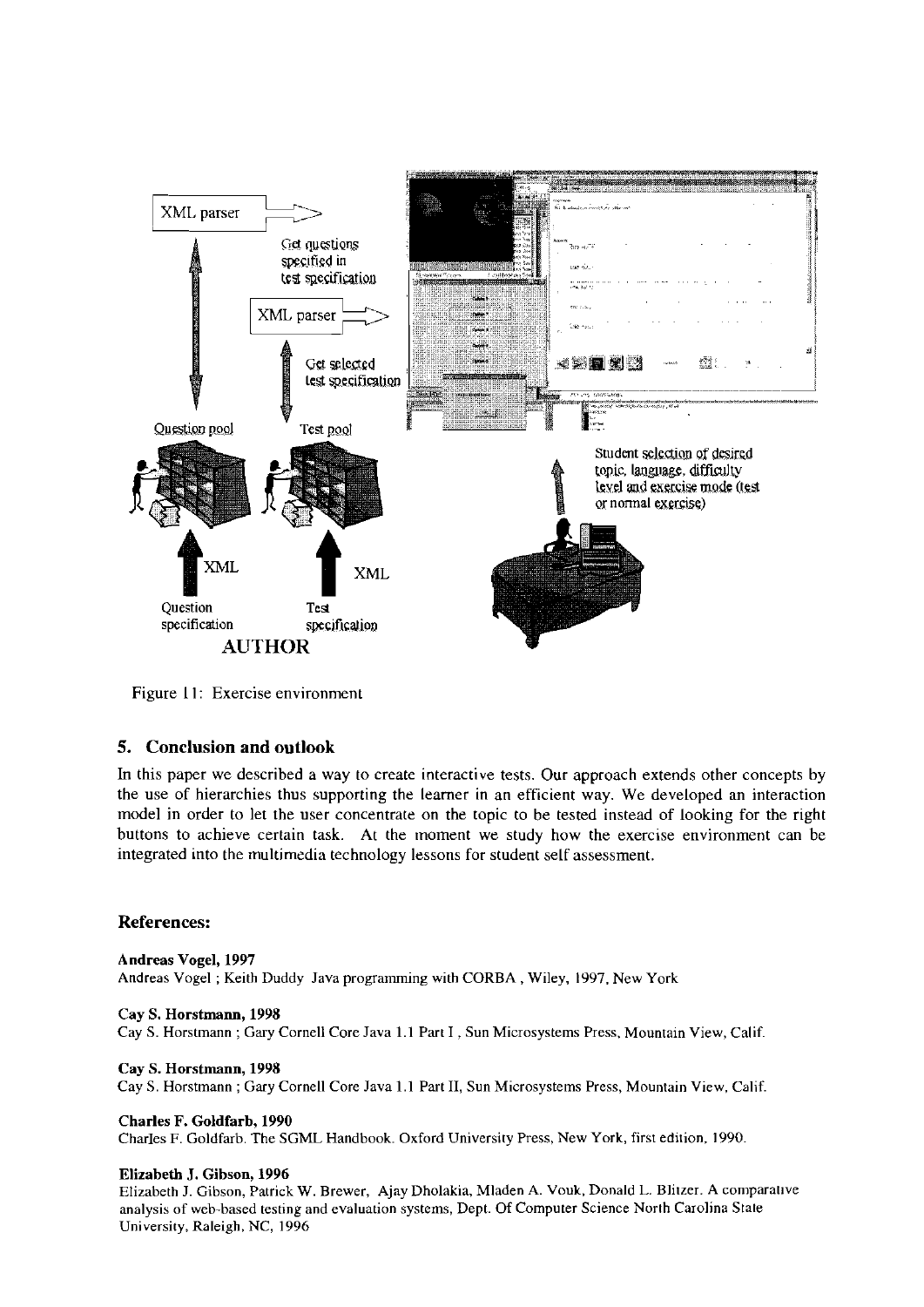Figure 11: Exercise environment

## 5. Conclusion and outlook

In this paper we described a way to create interactive tests. Our approach extends other concepts by the use of hierarchies thus supporting the learner in an efficient way. We developed an interaction model in order to let the user concentrate on the topic to be tested instead of looking for the right buttons to achieve certain task. At the moment we study how the exercise environment can be integrated into the multimedia technology lessons for student self assessment.

## References:

**Andreas Vogel, 1997**
Andreas Vogel ; Keith Duddy Java programming with CORBA , Wiley, 1997, New York

**Cay S. Horstmann, 1998**
Cay S. Horstmann ; Gary Cornell Core Java 1.1 Part I , Sun Microsystems Press, Mountain View, Calif.

**Cay S. Horstmann, 1998**
Cay S. Horstmann ; Gary Cornell Core Java 1.1 Part II, Sun Microsystems Press, Mountain View, Calif.

**Charles F. Goldfarb, 1990**
Charles F. Goldfarb. The SGML Handbook. Oxford University Press, New York, first edition, 1990.

**Elizabeth J. Gibson, 1996**
Elizabeth J. Gibson, Patrick W. Brewer, Ajay Dholakia, Mladen A. Vouk, Donald L. Blitzer. A comparative analysis of web-based testing and evaluation systems, Dept. Of Computer Science North Carolina State University, Raleigh, NC, 1996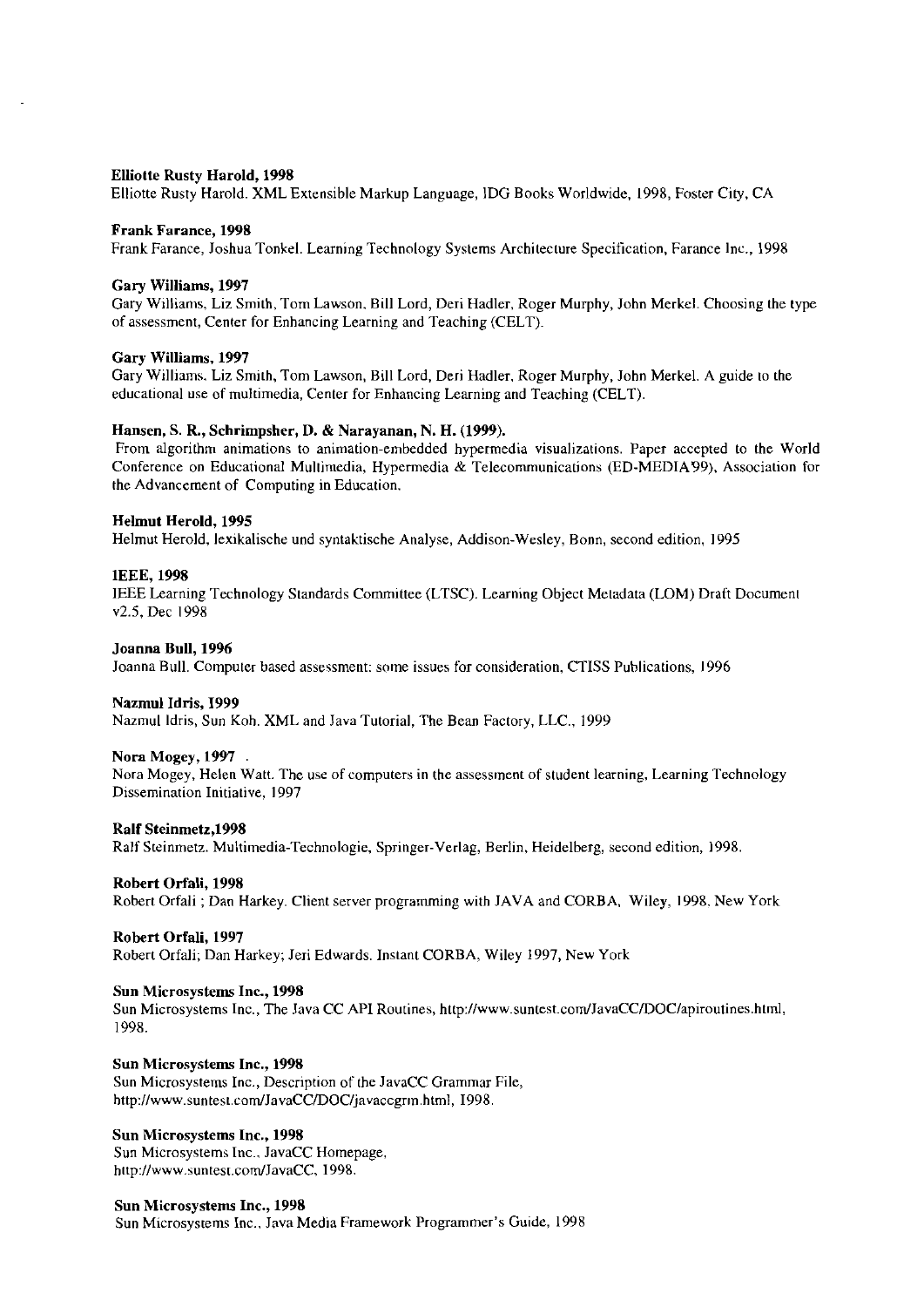**Elliotte Rusty Harold, 1998**
Elliotte Rusty Harold. XML Extensible Markup Language, IDG Books Worldwide, 1998, Foster City, CA

**Frank Farance, 1998**
Frank Farance, Joshua Tonkel. Learning Technology Systems Architecture Specification, Farance Inc., 1998

**Gary Williams, 1997**
Gary Williams, Liz Smith, Tom Lawson, Bill Lord, Deri Hadler, Roger Murphy, John Merkel. Choosing the type of assessment, Center for Enhancing Learning and Teaching (CELT).

**Gary Williams, 1997**
Gary Williams, Liz Smith, Tom Lawson, Bill Lord, Deri Hadler, Roger Murphy, John Merkel. A guide to the educational use of multimedia, Center for Enhancing Learning and Teaching (CELT).

**Hansen, S. R., Schrimpsher, D. & Narayanan, N. H. (1999).**
From algorithm animations to animation-embedded hypermedia visualizations. Paper accepted to the World Conference on Educational Multimedia, Hypermedia & Telecommunications (ED-MEDIA'99), Association for the Advancement of Computing in Education.

**Helmut Herold, 1995**
Helmut Herold, lexikalische und syntaktische Analyse, Addison-Wesley, Bonn, second edition, 1995

**IEEE, 1998**
IEEE Learning Technology Standards Committee (LTSC). Learning Object Metadata (LOM) Draft Document v2.5, Dec 1998

**Joanna Bull, 1996**
Joanna Bull. Computer based assessment: some issues for consideration, CTISS Publications, 1996

**Nazmul Idris, 1999**
Nazmul Idris, Sun Koh. XML and Java Tutorial, The Bean Factory, LLC., 1999

**Nora Mogey, 1997** .
Nora Mogey, Helen Watt. The use of computers in the assessment of student learning, Learning Technology Dissemination Initiative, 1997

**Ralf Steinmetz,1998**
Ralf Steinmetz. Multimedia-Technologie, Springer-Verlag, Berlin, Heidelberg, second edition, 1998.

**Robert Orfali, 1998**
Robert Orfali ; Dan Harkey. Client server programming with JAVA and CORBA, Wiley, 1998, New York

**Robert Orfali, 1997**
Robert Orfali; Dan Harkey; Jeri Edwards. Instant CORBA, Wiley 1997, New York

**Sun Microsystems Inc., 1998**
Sun Microsystems Inc., The Java CC API Routines, http://www.suntest.com/JavaCC/DOC/apiroutines.html, 1998.

**Sun Microsystems Inc., 1998**
Sun Microsystems Inc., Description of the JavaCC Grammar File, http://www.suntest.com/JavaCC/DOC/javaccgrm.html, 1998.

**Sun Microsystems Inc., 1998**
Sun Microsystems Inc., JavaCC Homepage, http://www.suntest.com/JavaCC, 1998.

**Sun Microsystems Inc., 1998**
Sun Microsystems Inc., Java Media Framework Programmer's Guide, 1998